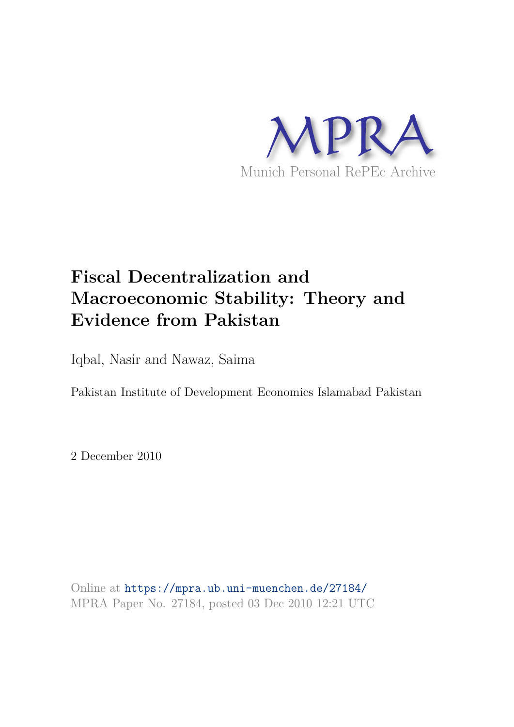MPRA

Munich Personal RePEc Archive

# Fiscal Decentralization and Macroeconomic Stability: Theory and Evidence from Pakistan

Iqbal, Nasir and Nawaz, Saima

Pakistan Institute of Development Economics Islamabad Pakistan

2 December 2010

Online at https://mpra.ub.uni-muenchen.de/27184/
MPRA Paper No. 27184, posted 03 Dec 2010 12:21 UTC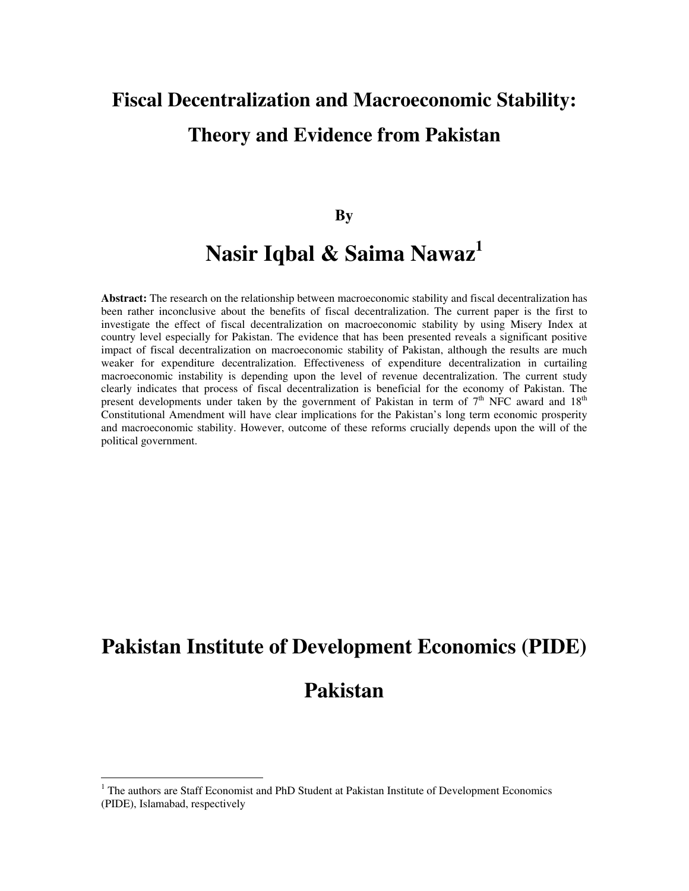# Fiscal Decentralization and Macroeconomic Stability: Theory and Evidence from Pakistan

**By**

## Nasir Iqbal & Saima Nawaz[1]

**Abstract:** The research on the relationship between macroeconomic stability and fiscal decentralization has been rather inconclusive about the benefits of fiscal decentralization. The current paper is the first to investigate the effect of fiscal decentralization on macroeconomic stability by using Misery Index at country level especially for Pakistan. The evidence that has been presented reveals a significant positive impact of fiscal decentralization on macroeconomic stability of Pakistan, although the results are much weaker for expenditure decentralization. Effectiveness of expenditure decentralization in curtailing macroeconomic instability is depending upon the level of revenue decentralization. The current study clearly indicates that process of fiscal decentralization is beneficial for the economy of Pakistan. The present developments under taken by the government of Pakistan in term of 7th NFC award and 18th Constitutional Amendment will have clear implications for the Pakistan's long term economic prosperity and macroeconomic stability. However, outcome of these reforms crucially depends upon the will of the political government.

## Pakistan Institute of Development Economics (PIDE)

## Pakistan

[1] The authors are Staff Economist and PhD Student at Pakistan Institute of Development Economics (PIDE), Islamabad, respectively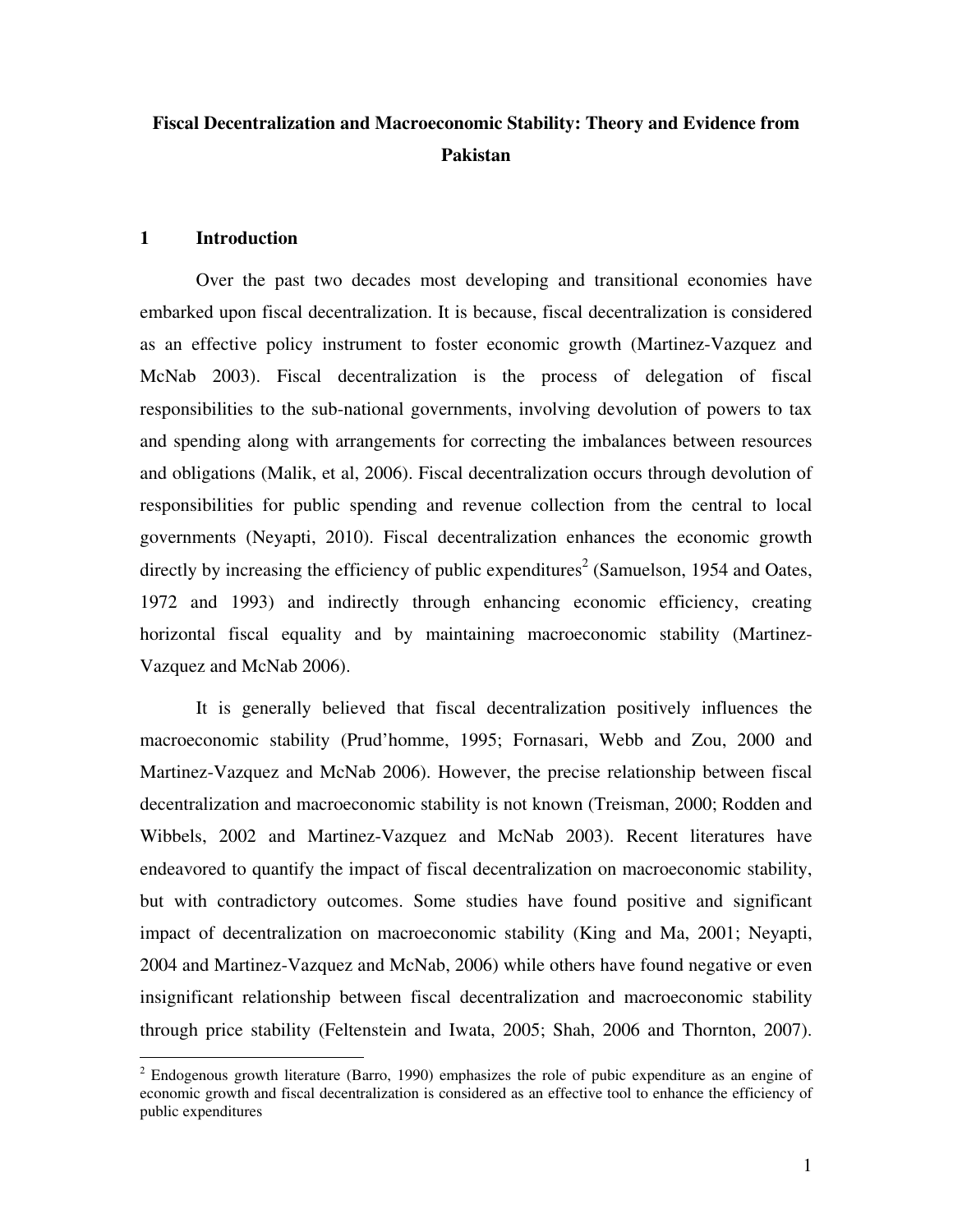# Fiscal Decentralization and Macroeconomic Stability: Theory and Evidence from Pakistan

## 1 Introduction

Over the past two decades most developing and transitional economies have embarked upon fiscal decentralization. It is because, fiscal decentralization is considered as an effective policy instrument to foster economic growth (Martinez-Vazquez and McNab 2003). Fiscal decentralization is the process of delegation of fiscal responsibilities to the sub-national governments, involving devolution of powers to tax and spending along with arrangements for correcting the imbalances between resources and obligations (Malik, et al, 2006). Fiscal decentralization occurs through devolution of responsibilities for public spending and revenue collection from the central to local governments (Neyapti, 2010). Fiscal decentralization enhances the economic growth directly by increasing the efficiency of public expenditures[2] (Samuelson, 1954 and Oates, 1972 and 1993) and indirectly through enhancing economic efficiency, creating horizontal fiscal equality and by maintaining macroeconomic stability (Martinez-Vazquez and McNab 2006).

It is generally believed that fiscal decentralization positively influences the macroeconomic stability (Prud'homme, 1995; Fornasari, Webb and Zou, 2000 and Martinez-Vazquez and McNab 2006). However, the precise relationship between fiscal decentralization and macroeconomic stability is not known (Treisman, 2000; Rodden and Wibbels, 2002 and Martinez-Vazquez and McNab 2003). Recent literatures have endeavored to quantify the impact of fiscal decentralization on macroeconomic stability, but with contradictory outcomes. Some studies have found positive and significant impact of decentralization on macroeconomic stability (King and Ma, 2001; Neyapti, 2004 and Martinez-Vazquez and McNab, 2006) while others have found negative or even insignificant relationship between fiscal decentralization and macroeconomic stability through price stability (Feltenstein and Iwata, 2005; Shah, 2006 and Thornton, 2007).

[2] Endogenous growth literature (Barro, 1990) emphasizes the role of pubic expenditure as an engine of economic growth and fiscal decentralization is considered as an effective tool to enhance the efficiency of public expenditures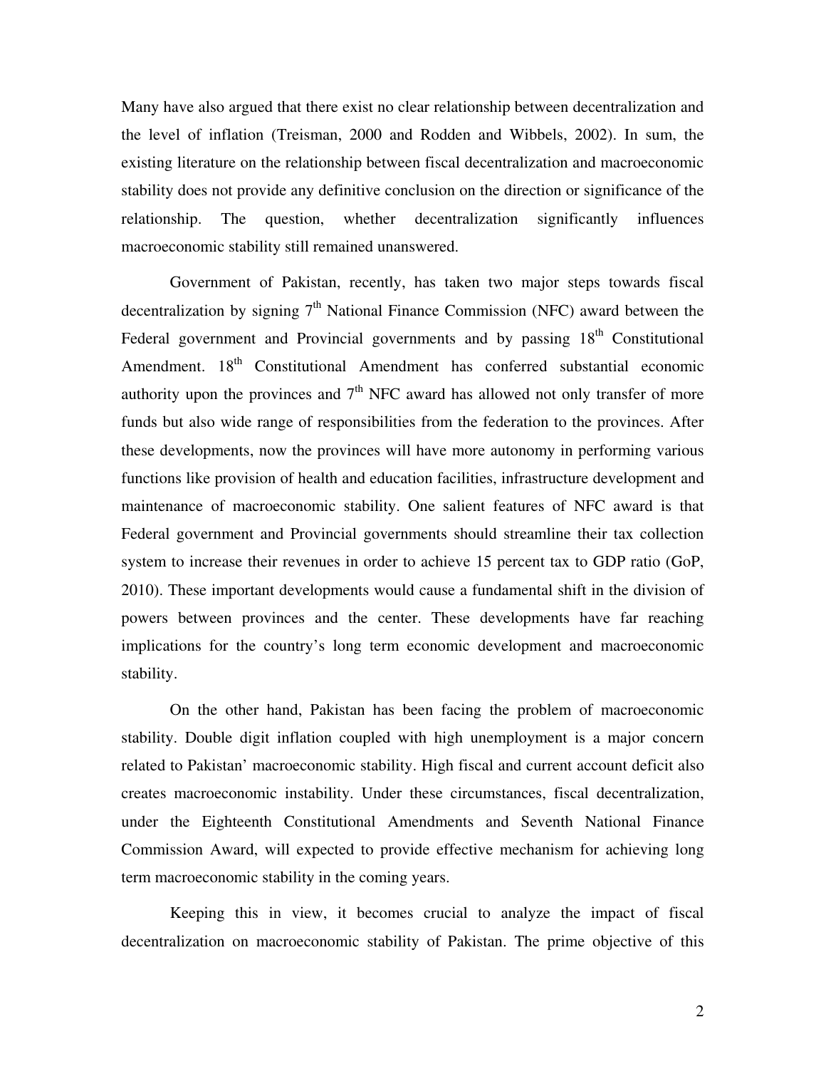Many have also argued that there exist no clear relationship between decentralization and the level of inflation (Treisman, 2000 and Rodden and Wibbels, 2002). In sum, the existing literature on the relationship between fiscal decentralization and macroeconomic stability does not provide any definitive conclusion on the direction or significance of the relationship. The question, whether decentralization significantly influences macroeconomic stability still remained unanswered.

Government of Pakistan, recently, has taken two major steps towards fiscal decentralization by signing 7th National Finance Commission (NFC) award between the Federal government and Provincial governments and by passing 18th Constitutional Amendment. 18th Constitutional Amendment has conferred substantial economic authority upon the provinces and 7th NFC award has allowed not only transfer of more funds but also wide range of responsibilities from the federation to the provinces. After these developments, now the provinces will have more autonomy in performing various functions like provision of health and education facilities, infrastructure development and maintenance of macroeconomic stability. One salient features of NFC award is that Federal government and Provincial governments should streamline their tax collection system to increase their revenues in order to achieve 15 percent tax to GDP ratio (GoP, 2010). These important developments would cause a fundamental shift in the division of powers between provinces and the center. These developments have far reaching implications for the country's long term economic development and macroeconomic stability.

On the other hand, Pakistan has been facing the problem of macroeconomic stability. Double digit inflation coupled with high unemployment is a major concern related to Pakistan' macroeconomic stability. High fiscal and current account deficit also creates macroeconomic instability. Under these circumstances, fiscal decentralization, under the Eighteenth Constitutional Amendments and Seventh National Finance Commission Award, will expected to provide effective mechanism for achieving long term macroeconomic stability in the coming years.

Keeping this in view, it becomes crucial to analyze the impact of fiscal decentralization on macroeconomic stability of Pakistan. The prime objective of this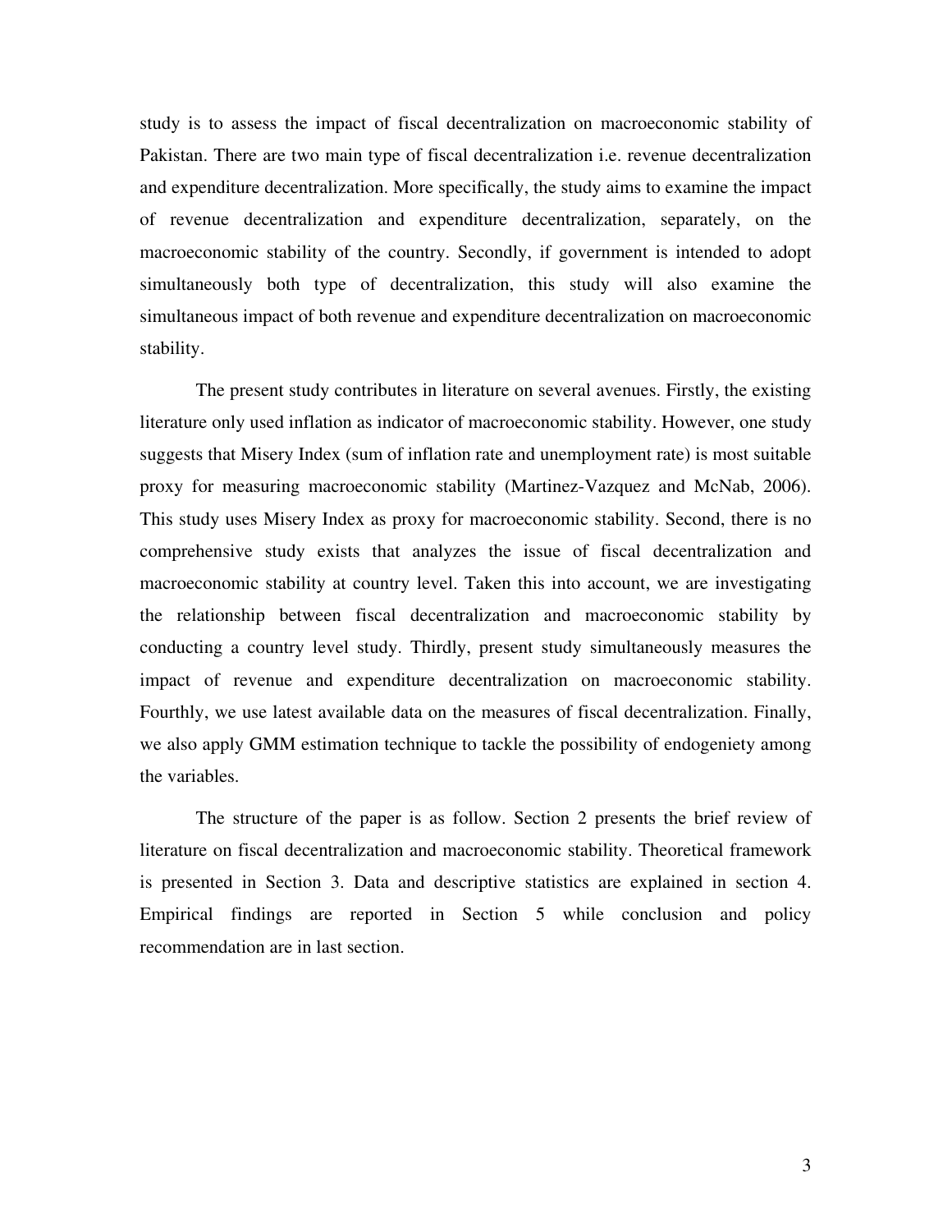study is to assess the impact of fiscal decentralization on macroeconomic stability of Pakistan. There are two main type of fiscal decentralization i.e. revenue decentralization and expenditure decentralization. More specifically, the study aims to examine the impact of revenue decentralization and expenditure decentralization, separately, on the macroeconomic stability of the country. Secondly, if government is intended to adopt simultaneously both type of decentralization, this study will also examine the simultaneous impact of both revenue and expenditure decentralization on macroeconomic stability.

The present study contributes in literature on several avenues. Firstly, the existing literature only used inflation as indicator of macroeconomic stability. However, one study suggests that Misery Index (sum of inflation rate and unemployment rate) is most suitable proxy for measuring macroeconomic stability (Martinez-Vazquez and McNab, 2006). This study uses Misery Index as proxy for macroeconomic stability. Second, there is no comprehensive study exists that analyzes the issue of fiscal decentralization and macroeconomic stability at country level. Taken this into account, we are investigating the relationship between fiscal decentralization and macroeconomic stability by conducting a country level study. Thirdly, present study simultaneously measures the impact of revenue and expenditure decentralization on macroeconomic stability. Fourthly, we use latest available data on the measures of fiscal decentralization. Finally, we also apply GMM estimation technique to tackle the possibility of endogeniety among the variables.

The structure of the paper is as follow. Section 2 presents the brief review of literature on fiscal decentralization and macroeconomic stability. Theoretical framework is presented in Section 3. Data and descriptive statistics are explained in section 4. Empirical findings are reported in Section 5 while conclusion and policy recommendation are in last section.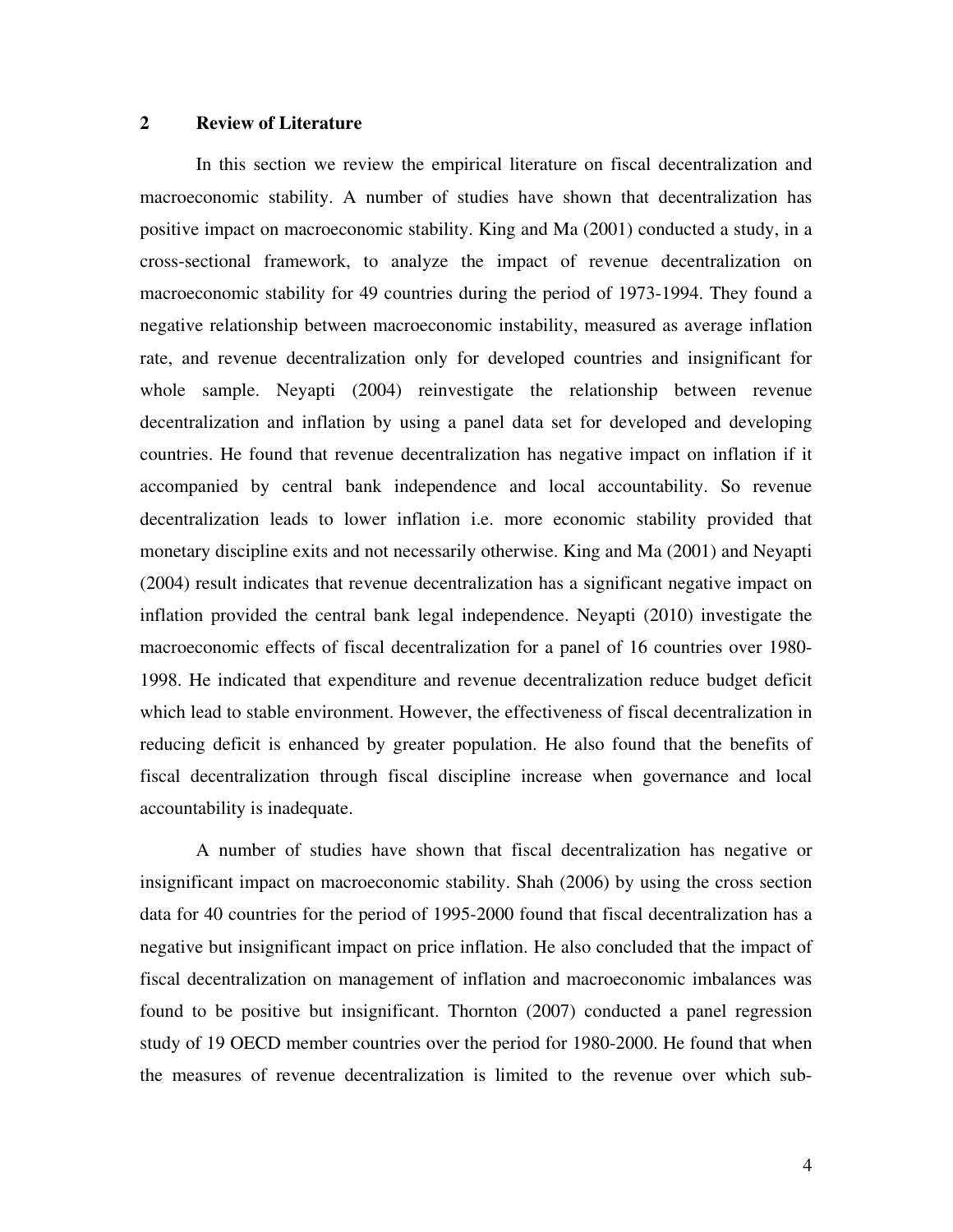## 2 Review of Literature

In this section we review the empirical literature on fiscal decentralization and macroeconomic stability. A number of studies have shown that decentralization has positive impact on macroeconomic stability. King and Ma (2001) conducted a study, in a cross-sectional framework, to analyze the impact of revenue decentralization on macroeconomic stability for 49 countries during the period of 1973-1994. They found a negative relationship between macroeconomic instability, measured as average inflation rate, and revenue decentralization only for developed countries and insignificant for whole sample. Neyapti (2004) reinvestigate the relationship between revenue decentralization and inflation by using a panel data set for developed and developing countries. He found that revenue decentralization has negative impact on inflation if it accompanied by central bank independence and local accountability. So revenue decentralization leads to lower inflation i.e. more economic stability provided that monetary discipline exits and not necessarily otherwise. King and Ma (2001) and Neyapti (2004) result indicates that revenue decentralization has a significant negative impact on inflation provided the central bank legal independence. Neyapti (2010) investigate the macroeconomic effects of fiscal decentralization for a panel of 16 countries over 1980-1998. He indicated that expenditure and revenue decentralization reduce budget deficit which lead to stable environment. However, the effectiveness of fiscal decentralization in reducing deficit is enhanced by greater population. He also found that the benefits of fiscal decentralization through fiscal discipline increase when governance and local accountability is inadequate.

A number of studies have shown that fiscal decentralization has negative or insignificant impact on macroeconomic stability. Shah (2006) by using the cross section data for 40 countries for the period of 1995-2000 found that fiscal decentralization has a negative but insignificant impact on price inflation. He also concluded that the impact of fiscal decentralization on management of inflation and macroeconomic imbalances was found to be positive but insignificant. Thornton (2007) conducted a panel regression study of 19 OECD member countries over the period for 1980-2000. He found that when the measures of revenue decentralization is limited to the revenue over which sub-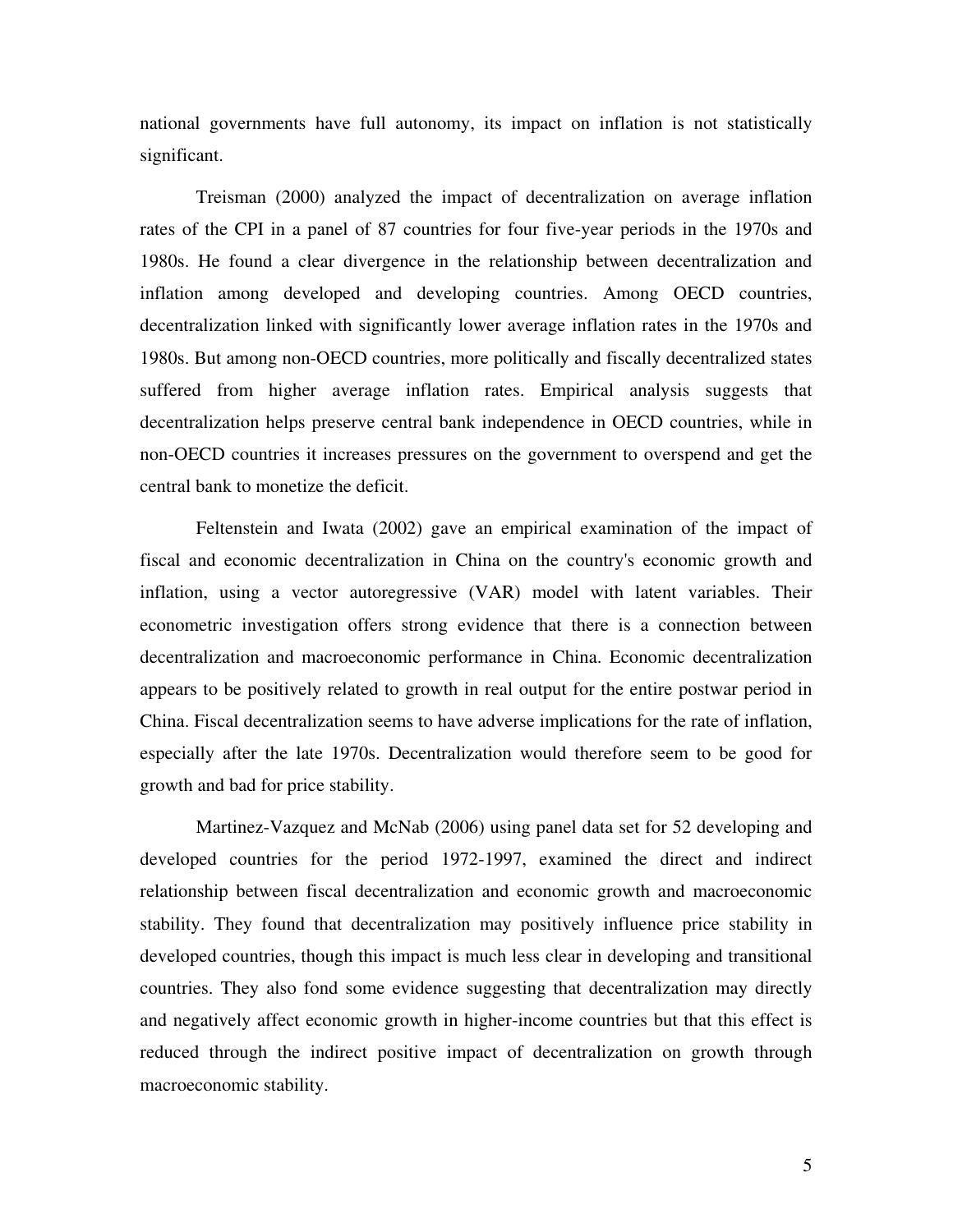national governments have full autonomy, its impact on inflation is not statistically significant.

Treisman (2000) analyzed the impact of decentralization on average inflation rates of the CPI in a panel of 87 countries for four five-year periods in the 1970s and 1980s. He found a clear divergence in the relationship between decentralization and inflation among developed and developing countries. Among OECD countries, decentralization linked with significantly lower average inflation rates in the 1970s and 1980s. But among non-OECD countries, more politically and fiscally decentralized states suffered from higher average inflation rates. Empirical analysis suggests that decentralization helps preserve central bank independence in OECD countries, while in non-OECD countries it increases pressures on the government to overspend and get the central bank to monetize the deficit.

Feltenstein and Iwata (2002) gave an empirical examination of the impact of fiscal and economic decentralization in China on the country's economic growth and inflation, using a vector autoregressive (VAR) model with latent variables. Their econometric investigation offers strong evidence that there is a connection between decentralization and macroeconomic performance in China. Economic decentralization appears to be positively related to growth in real output for the entire postwar period in China. Fiscal decentralization seems to have adverse implications for the rate of inflation, especially after the late 1970s. Decentralization would therefore seem to be good for growth and bad for price stability.

Martinez-Vazquez and McNab (2006) using panel data set for 52 developing and developed countries for the period 1972-1997, examined the direct and indirect relationship between fiscal decentralization and economic growth and macroeconomic stability. They found that decentralization may positively influence price stability in developed countries, though this impact is much less clear in developing and transitional countries. They also fond some evidence suggesting that decentralization may directly and negatively affect economic growth in higher-income countries but that this effect is reduced through the indirect positive impact of decentralization on growth through macroeconomic stability.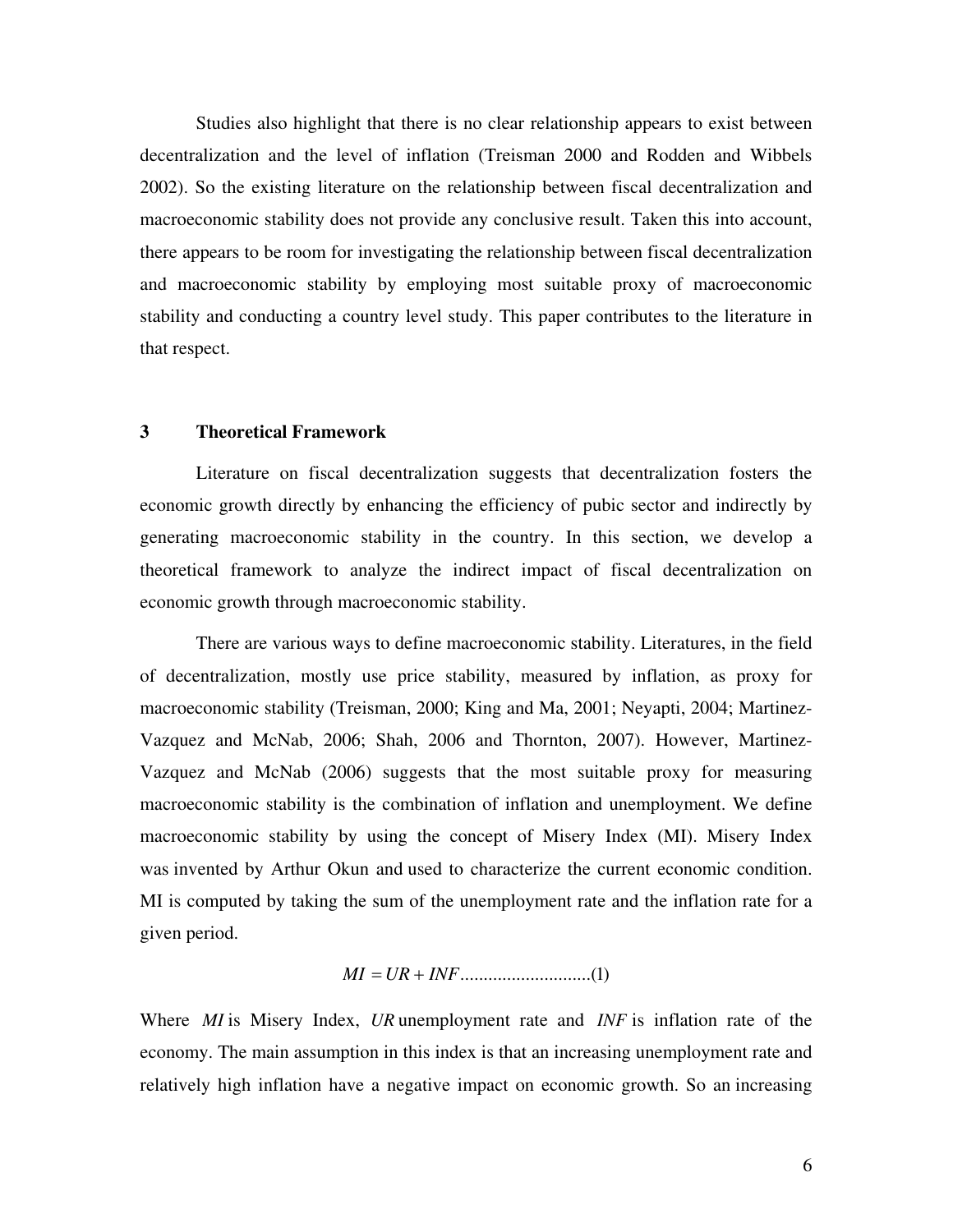Studies also highlight that there is no clear relationship appears to exist between decentralization and the level of inflation (Treisman 2000 and Rodden and Wibbels 2002). So the existing literature on the relationship between fiscal decentralization and macroeconomic stability does not provide any conclusive result. Taken this into account, there appears to be room for investigating the relationship between fiscal decentralization and macroeconomic stability by employing most suitable proxy of macroeconomic stability and conducting a country level study. This paper contributes to the literature in that respect.

## 3 Theoretical Framework

Literature on fiscal decentralization suggests that decentralization fosters the economic growth directly by enhancing the efficiency of pubic sector and indirectly by generating macroeconomic stability in the country. In this section, we develop a theoretical framework to analyze the indirect impact of fiscal decentralization on economic growth through macroeconomic stability.

There are various ways to define macroeconomic stability. Literatures, in the field of decentralization, mostly use price stability, measured by inflation, as proxy for macroeconomic stability (Treisman, 2000; King and Ma, 2001; Neyapti, 2004; Martinez-Vazquez and McNab, 2006; Shah, 2006 and Thornton, 2007). However, Martinez-Vazquez and McNab (2006) suggests that the most suitable proxy for measuring macroeconomic stability is the combination of inflation and unemployment. We define macroeconomic stability by using the concept of Misery Index (MI). Misery Index was invented by Arthur Okun and used to characterize the current economic condition. MI is computed by taking the sum of the unemployment rate and the inflation rate for a given period.

$$MI = UR + INF \qquad (1)$$

Where $MI$ is Misery Index, $UR$ unemployment rate and $INF$ is inflation rate of the economy. The main assumption in this index is that an increasing unemployment rate and relatively high inflation have a negative impact on economic growth. So an increasing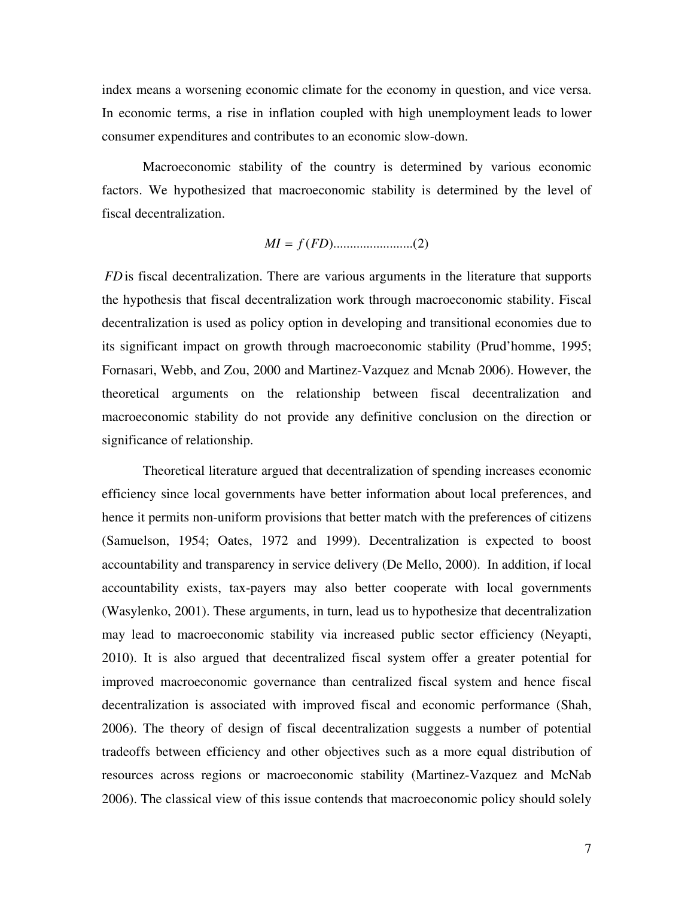index means a worsening economic climate for the economy in question, and vice versa. In economic terms, a rise in inflation coupled with high unemployment leads to lower consumer expenditures and contributes to an economic slow-down.

Macroeconomic stability of the country is determined by various economic factors. We hypothesized that macroeconomic stability is determined by the level of fiscal decentralization.

$$MI = f(FD)........................(2)$$

$FD$ is fiscal decentralization. There are various arguments in the literature that supports the hypothesis that fiscal decentralization work through macroeconomic stability. Fiscal decentralization is used as policy option in developing and transitional economies due to its significant impact on growth through macroeconomic stability (Prud'homme, 1995; Fornasari, Webb, and Zou, 2000 and Martinez-Vazquez and Mcnab 2006). However, the theoretical arguments on the relationship between fiscal decentralization and macroeconomic stability do not provide any definitive conclusion on the direction or significance of relationship.

Theoretical literature argued that decentralization of spending increases economic efficiency since local governments have better information about local preferences, and hence it permits non-uniform provisions that better match with the preferences of citizens (Samuelson, 1954; Oates, 1972 and 1999). Decentralization is expected to boost accountability and transparency in service delivery (De Mello, 2000). In addition, if local accountability exists, tax-payers may also better cooperate with local governments (Wasylenko, 2001). These arguments, in turn, lead us to hypothesize that decentralization may lead to macroeconomic stability via increased public sector efficiency (Neyapti, 2010). It is also argued that decentralized fiscal system offer a greater potential for improved macroeconomic governance than centralized fiscal system and hence fiscal decentralization is associated with improved fiscal and economic performance (Shah, 2006). The theory of design of fiscal decentralization suggests a number of potential tradeoffs between efficiency and other objectives such as a more equal distribution of resources across regions or macroeconomic stability (Martinez-Vazquez and McNab 2006). The classical view of this issue contends that macroeconomic policy should solely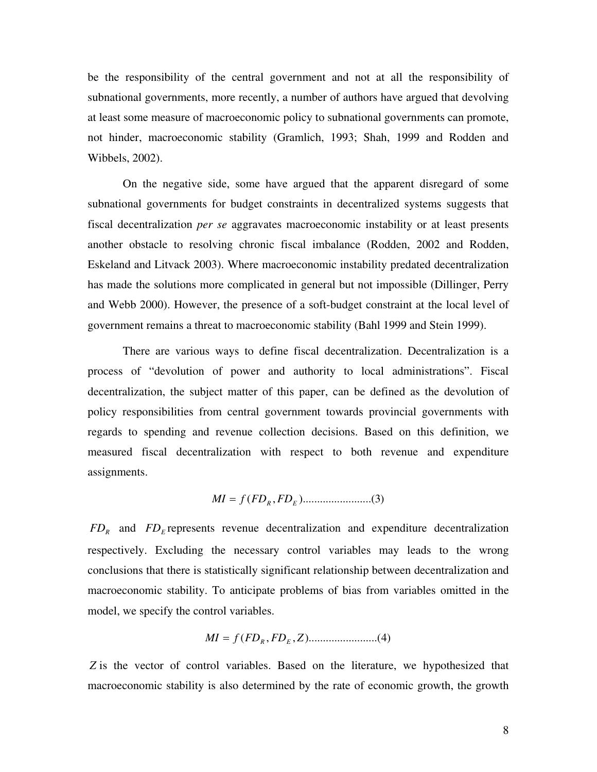be the responsibility of the central government and not at all the responsibility of subnational governments, more recently, a number of authors have argued that devolving at least some measure of macroeconomic policy to subnational governments can promote, not hinder, macroeconomic stability (Gramlich, 1993; Shah, 1999 and Rodden and Wibbels, 2002).

On the negative side, some have argued that the apparent disregard of some subnational governments for budget constraints in decentralized systems suggests that fiscal decentralization *per se* aggravates macroeconomic instability or at least presents another obstacle to resolving chronic fiscal imbalance (Rodden, 2002 and Rodden, Eskeland and Litvack 2003). Where macroeconomic instability predated decentralization has made the solutions more complicated in general but not impossible (Dillinger, Perry and Webb 2000). However, the presence of a soft-budget constraint at the local level of government remains a threat to macroeconomic stability (Bahl 1999 and Stein 1999).

There are various ways to define fiscal decentralization. Decentralization is a process of "devolution of power and authority to local administrations". Fiscal decentralization, the subject matter of this paper, can be defined as the devolution of policy responsibilities from central government towards provincial governments with regards to spending and revenue collection decisions. Based on this definition, we measured fiscal decentralization with respect to both revenue and expenditure assignments.

$$MI = f(FD_R, FD_E)........................(3)$$

$FD_R$ and $FD_E$ represents revenue decentralization and expenditure decentralization respectively. Excluding the necessary control variables may leads to the wrong conclusions that there is statistically significant relationship between decentralization and macroeconomic stability. To anticipate problems of bias from variables omitted in the model, we specify the control variables.

$$MI = f(FD_R, FD_E, Z)........................(4)$$

$Z$ is the vector of control variables. Based on the literature, we hypothesized that macroeconomic stability is also determined by the rate of economic growth, the growth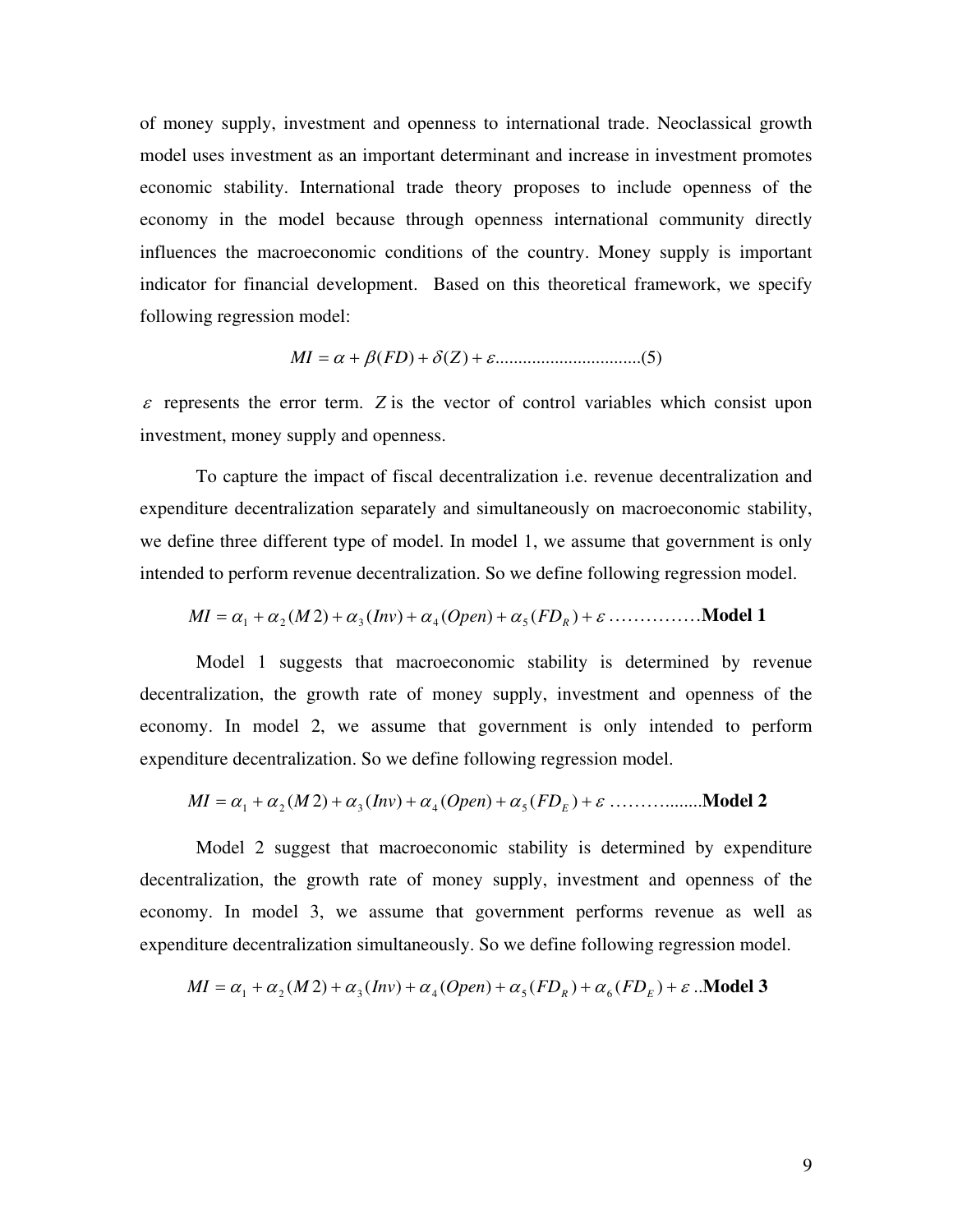of money supply, investment and openness to international trade. Neoclassical growth model uses investment as an important determinant and increase in investment promotes economic stability. International trade theory proposes to include openness of the economy in the model because through openness international community directly influences the macroeconomic conditions of the country. Money supply is important indicator for financial development. Based on this theoretical framework, we specify following regression model:

$$MI = \alpha + \beta(FD) + \delta(Z) + \varepsilon \text{................................(5)}$$

$\varepsilon$ represents the error term. $Z$ is the vector of control variables which consist upon investment, money supply and openness.

To capture the impact of fiscal decentralization i.e. revenue decentralization and expenditure decentralization separately and simultaneously on macroeconomic stability, we define three different type of model. In model 1, we assume that government is only intended to perform revenue decentralization. So we define following regression model.

$$MI = \alpha_1 + \alpha_2(M2) + \alpha_3(Inv) + \alpha_4(Open) + \alpha_5(FD_R) + \varepsilon \text{ ...............}\textbf{Model 1}$$

Model 1 suggests that macroeconomic stability is determined by revenue decentralization, the growth rate of money supply, investment and openness of the economy. In model 2, we assume that government is only intended to perform expenditure decentralization. So we define following regression model.

$$MI = \alpha_1 + \alpha_2(M2) + \alpha_3(Inv) + \alpha_4(Open) + \alpha_5(FD_E) + \varepsilon \text{ ................}\textbf{Model 2}$$

Model 2 suggest that macroeconomic stability is determined by expenditure decentralization, the growth rate of money supply, investment and openness of the economy. In model 3, we assume that government performs revenue as well as expenditure decentralization simultaneously. So we define following regression model.

$$MI = \alpha_1 + \alpha_2(M2) + \alpha_3(Inv) + \alpha_4(Open) + \alpha_5(FD_R) + \alpha_6(FD_E) + \varepsilon \text{ ..}\textbf{Model 3}$$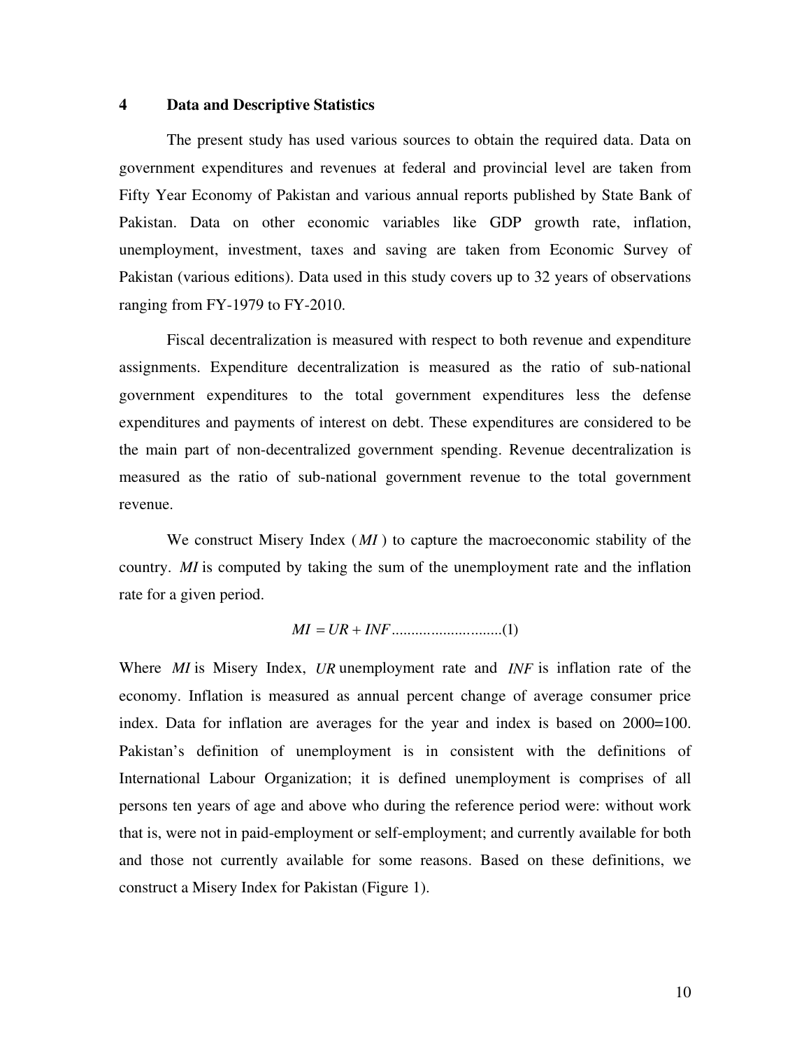## 4 Data and Descriptive Statistics

The present study has used various sources to obtain the required data. Data on government expenditures and revenues at federal and provincial level are taken from Fifty Year Economy of Pakistan and various annual reports published by State Bank of Pakistan. Data on other economic variables like GDP growth rate, inflation, unemployment, investment, taxes and saving are taken from Economic Survey of Pakistan (various editions). Data used in this study covers up to 32 years of observations ranging from FY-1979 to FY-2010.

Fiscal decentralization is measured with respect to both revenue and expenditure assignments. Expenditure decentralization is measured as the ratio of sub-national government expenditures to the total government expenditures less the defense expenditures and payments of interest on debt. These expenditures are considered to be the main part of non-decentralized government spending. Revenue decentralization is measured as the ratio of sub-national government revenue to the total government revenue.

We construct Misery Index ($MI$) to capture the macroeconomic stability of the country. $MI$ is computed by taking the sum of the unemployment rate and the inflation rate for a given period.

$$MI = UR + INF \qquad (1)$$

Where $MI$ is Misery Index, $UR$ unemployment rate and $INF$ is inflation rate of the economy. Inflation is measured as annual percent change of average consumer price index. Data for inflation are averages for the year and index is based on 2000=100. Pakistan's definition of unemployment is in consistent with the definitions of International Labour Organization; it is defined unemployment is comprises of all persons ten years of age and above who during the reference period were: without work that is, were not in paid-employment or self-employment; and currently available for both and those not currently available for some reasons. Based on these definitions, we construct a Misery Index for Pakistan (Figure 1).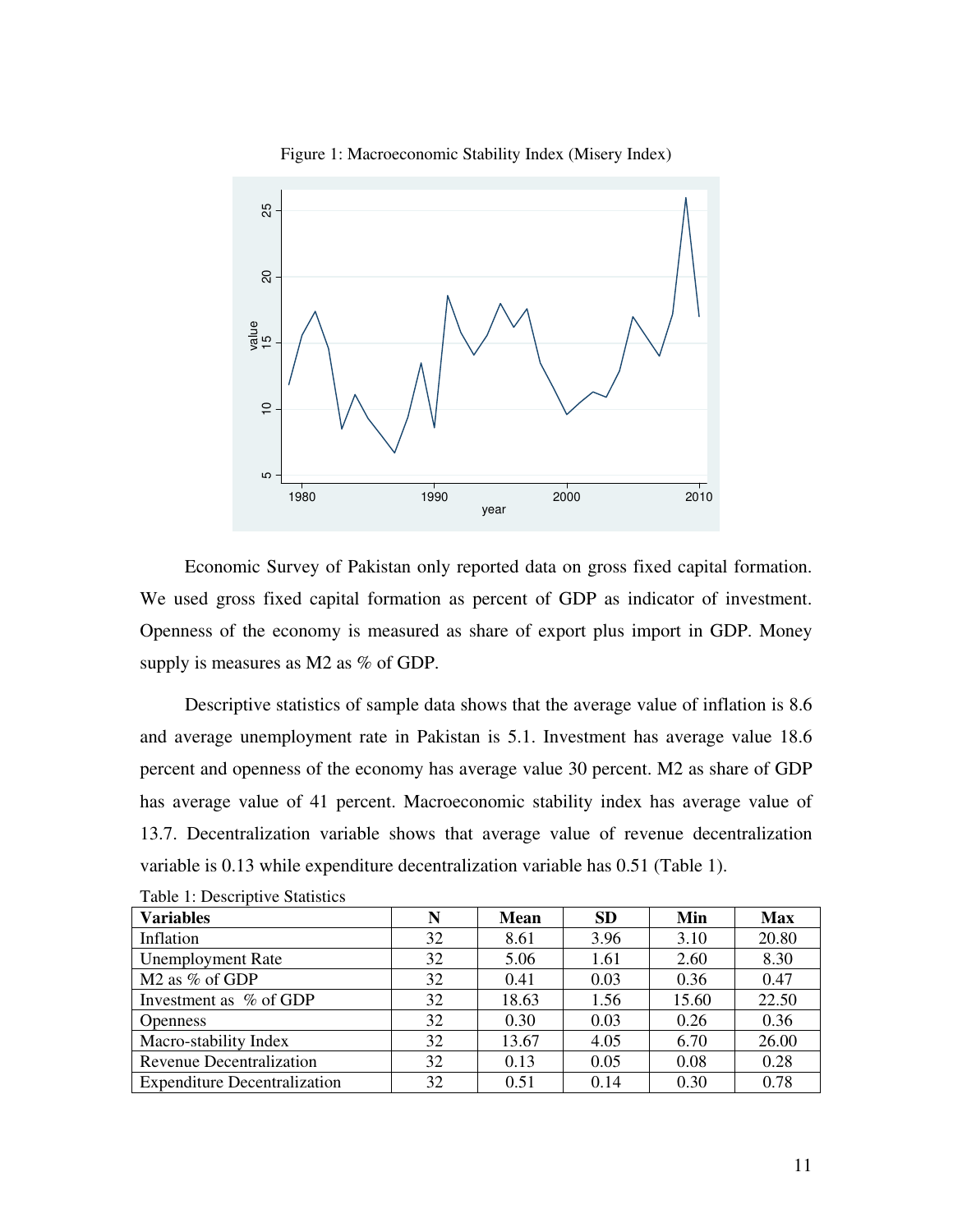Figure 1: Macroeconomic Stability Index (Misery Index)

Economic Survey of Pakistan only reported data on gross fixed capital formation. We used gross fixed capital formation as percent of GDP as indicator of investment. Openness of the economy is measured as share of export plus import in GDP. Money supply is measures as M2 as % of GDP.

Descriptive statistics of sample data shows that the average value of inflation is 8.6 and average unemployment rate in Pakistan is 5.1. Investment has average value 18.6 percent and openness of the economy has average value 30 percent. M2 as share of GDP has average value of 41 percent. Macroeconomic stability index has average value of 13.7. Decentralization variable shows that average value of revenue decentralization variable is 0.13 while expenditure decentralization variable has 0.51 (Table 1).

Table 1: Descriptive Statistics

| Variables | N | Mean | SD | Min | Max |
|---|---|---|---|---|---|
| Inflation | 32 | 8.61 | 3.96 | 3.10 | 20.80 |
| Unemployment Rate | 32 | 5.06 | 1.61 | 2.60 | 8.30 |
| M2 as % of GDP | 32 | 0.41 | 0.03 | 0.36 | 0.47 |
| Investment as % of GDP | 32 | 18.63 | 1.56 | 15.60 | 22.50 |
| Openness | 32 | 0.30 | 0.03 | 0.26 | 0.36 |
| Macro-stability Index | 32 | 13.67 | 4.05 | 6.70 | 26.00 |
| Revenue Decentralization | 32 | 0.13 | 0.05 | 0.08 | 0.28 |
| Expenditure Decentralization | 32 | 0.51 | 0.14 | 0.30 | 0.78 |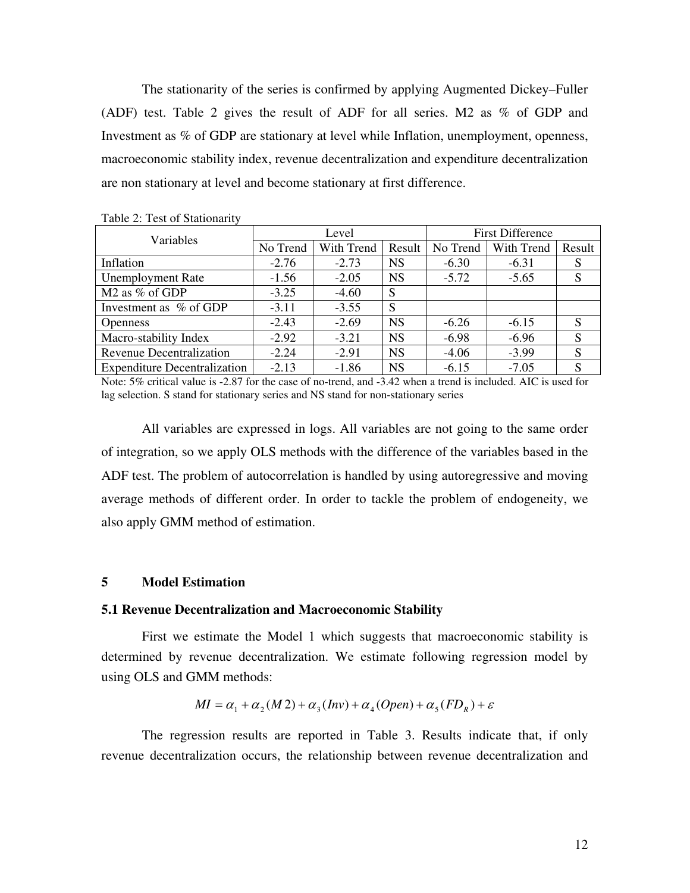The stationarity of the series is confirmed by applying Augmented Dickey–Fuller (ADF) test. Table 2 gives the result of ADF for all series. M2 as % of GDP and Investment as % of GDP are stationary at level while Inflation, unemployment, openness, macroeconomic stability index, revenue decentralization and expenditure decentralization are non stationary at level and become stationary at first difference.

Table 2: Test of Stationarity

| Variables | Level | | | First Difference | | |
|---|---|---|---|---|---|---|
| | No Trend | With Trend | Result | No Trend | With Trend | Result |
| Inflation | -2.76 | -2.73 | NS | -6.30 | -6.31 | S |
| Unemployment Rate | -1.56 | -2.05 | NS | -5.72 | -5.65 | S |
| M2 as % of GDP | -3.25 | -4.60 | S | | | |
| Investment as % of GDP | -3.11 | -3.55 | S | | | |
| Openness | -2.43 | -2.69 | NS | -6.26 | -6.15 | S |
| Macro-stability Index | -2.92 | -3.21 | NS | -6.98 | -6.96 | S |
| Revenue Decentralization | -2.24 | -2.91 | NS | -4.06 | -3.99 | S |
| Expenditure Decentralization | -2.13 | -1.86 | NS | -6.15 | -7.05 | S |

Note: 5% critical value is -2.87 for the case of no-trend, and -3.42 when a trend is included. AIC is used for lag selection. S stand for stationary series and NS stand for non-stationary series

All variables are expressed in logs. All variables are not going to the same order of integration, so we apply OLS methods with the difference of the variables based in the ADF test. The problem of autocorrelation is handled by using autoregressive and moving average methods of different order. In order to tackle the problem of endogeneity, we also apply GMM method of estimation.

## 5 Model Estimation

### 5.1 Revenue Decentralization and Macroeconomic Stability

First we estimate the Model 1 which suggests that macroeconomic stability is determined by revenue decentralization. We estimate following regression model by using OLS and GMM methods:

$$MI = \alpha_1 + \alpha_2 (M2) + \alpha_3 (Inv) + \alpha_4 (Open) + \alpha_5 (FD_R) + \varepsilon$$

The regression results are reported in Table 3. Results indicate that, if only revenue decentralization occurs, the relationship between revenue decentralization and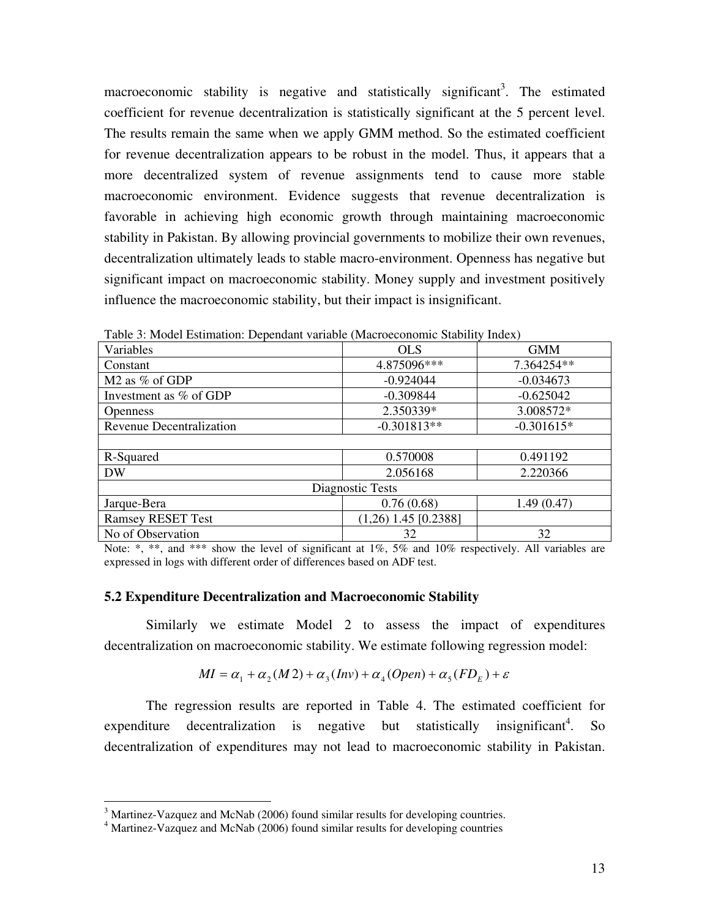macroeconomic stability is negative and statistically significant[3]. The estimated coefficient for revenue decentralization is statistically significant at the 5 percent level. The results remain the same when we apply GMM method. So the estimated coefficient for revenue decentralization appears to be robust in the model. Thus, it appears that a more decentralized system of revenue assignments tend to cause more stable macroeconomic environment. Evidence suggests that revenue decentralization is favorable in achieving high economic growth through maintaining macroeconomic stability in Pakistan. By allowing provincial governments to mobilize their own revenues, decentralization ultimately leads to stable macro-environment. Openness has negative but significant impact on macroeconomic stability. Money supply and investment positively influence the macroeconomic stability, but their impact is insignificant.

Table 3: Model Estimation: Dependant variable (Macroeconomic Stability Index)

| Variables | OLS | GMM |
|---|---|---|
| Constant | 4.875096*** | 7.364254** |
| M2 as % of GDP | -0.924044 | -0.034673 |
| Investment as % of GDP | -0.309844 | -0.625042 |
| Openness | 2.350339* | 3.008572* |
| Revenue Decentralization | -0.301813** | -0.301615* |
| | | |
| R-Squared | 0.570008 | 0.491192 |
| DW | 2.056168 | 2.220366 |
| Diagnostic Tests | | |
| Jarque-Bera | 0.76 (0.68) | 1.49 (0.47) |
| Ramsey RESET Test | (1,26) 1.45 [0.2388] | |
| No of Observation | 32 | 32 |

Note: *, **, and *** show the level of significant at 1%, 5% and 10% respectively. All variables are expressed in logs with different order of differences based on ADF test.

### 5.2 Expenditure Decentralization and Macroeconomic Stability

Similarly we estimate Model 2 to assess the impact of expenditures decentralization on macroeconomic stability. We estimate following regression model:

$$MI = \alpha_1 + \alpha_2(M2) + \alpha_3(Inv) + \alpha_4(Open) + \alpha_5(FD_E) + \varepsilon$$

The regression results are reported in Table 4. The estimated coefficient for expenditure decentralization is negative but statistically insignificant[4]. So decentralization of expenditures may not lead to macroeconomic stability in Pakistan.

[3] Martinez-Vazquez and McNab (2006) found similar results for developing countries.

[4] Martinez-Vazquez and McNab (2006) found similar results for developing countries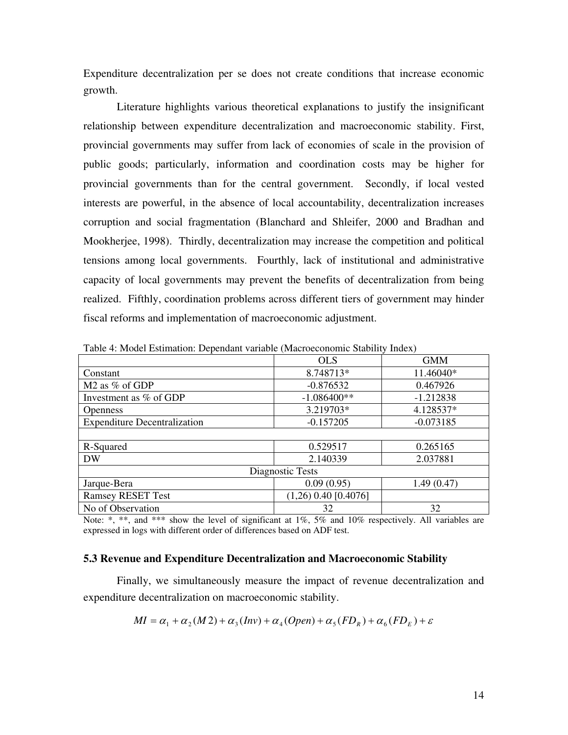Expenditure decentralization per se does not create conditions that increase economic growth.

Literature highlights various theoretical explanations to justify the insignificant relationship between expenditure decentralization and macroeconomic stability. First, provincial governments may suffer from lack of economies of scale in the provision of public goods; particularly, information and coordination costs may be higher for provincial governments than for the central government. Secondly, if local vested interests are powerful, in the absence of local accountability, decentralization increases corruption and social fragmentation (Blanchard and Shleifer, 2000 and Bradhan and Mookherjee, 1998). Thirdly, decentralization may increase the competition and political tensions among local governments. Fourthly, lack of institutional and administrative capacity of local governments may prevent the benefits of decentralization from being realized. Fifthly, coordination problems across different tiers of government may hinder fiscal reforms and implementation of macroeconomic adjustment.

Table 4: Model Estimation: Dependant variable (Macroeconomic Stability Index)

| | OLS | GMM |
|---|---|---|
| Constant | 8.748713* | 11.46040* |
| M2 as % of GDP | -0.876532 | 0.467926 |
| Investment as % of GDP | -1.086400** | -1.212838 |
| Openness | 3.219703* | 4.128537* |
| Expenditure Decentralization | -0.157205 | -0.073185 |
| | | |
| R-Squared | 0.529517 | 0.265165 |
| DW | 2.140339 | 2.037881 |
| Diagnostic Tests | | |
| Jarque-Bera | 0.09 (0.95) | 1.49 (0.47) |
| Ramsey RESET Test | (1,26) 0.40 [0.4076] | |
| No of Observation | 32 | 32 |

Note: *, **, and *** show the level of significant at 1%, 5% and 10% respectively. All variables are expressed in logs with different order of differences based on ADF test.

### 5.3 Revenue and Expenditure Decentralization and Macroeconomic Stability

Finally, we simultaneously measure the impact of revenue decentralization and expenditure decentralization on macroeconomic stability.

$$MI = \alpha_1 + \alpha_2(M2) + \alpha_3(Inv) + \alpha_4(Open) + \alpha_5(FD_R) + \alpha_6(FD_E) + \varepsilon$$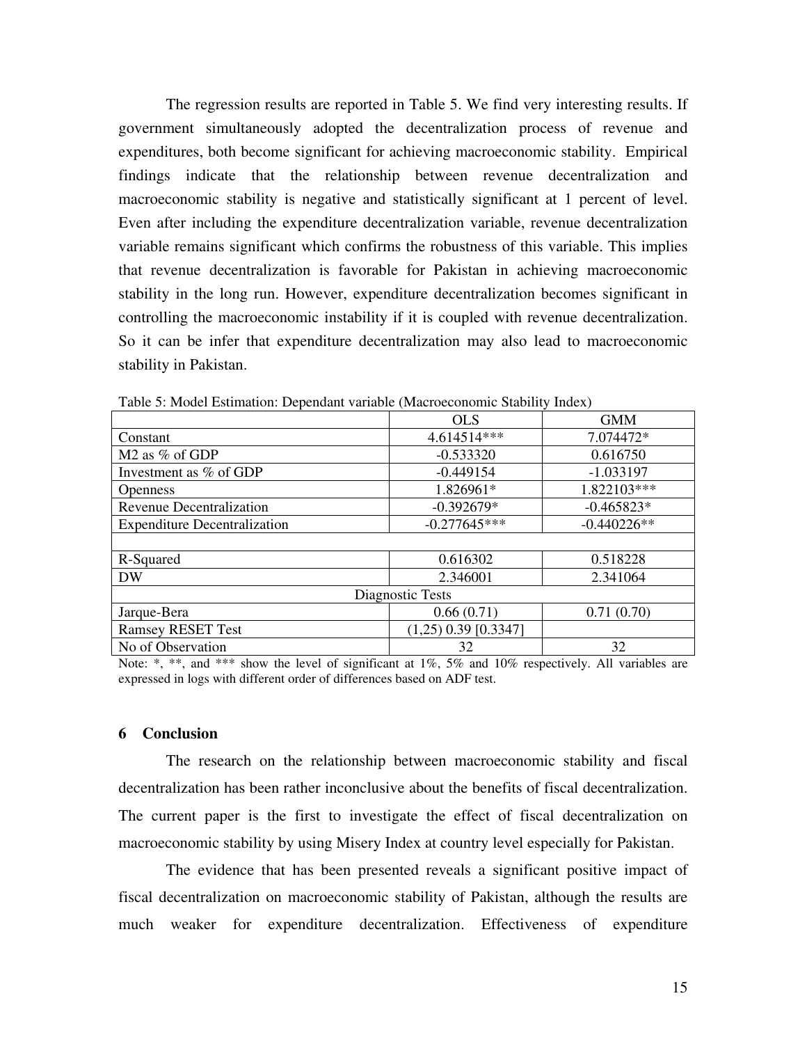The regression results are reported in Table 5. We find very interesting results. If government simultaneously adopted the decentralization process of revenue and expenditures, both become significant for achieving macroeconomic stability. Empirical findings indicate that the relationship between revenue decentralization and macroeconomic stability is negative and statistically significant at 1 percent of level. Even after including the expenditure decentralization variable, revenue decentralization variable remains significant which confirms the robustness of this variable. This implies that revenue decentralization is favorable for Pakistan in achieving macroeconomic stability in the long run. However, expenditure decentralization becomes significant in controlling the macroeconomic instability if it is coupled with revenue decentralization. So it can be infer that expenditure decentralization may also lead to macroeconomic stability in Pakistan.

Table 5: Model Estimation: Dependant variable (Macroeconomic Stability Index)

| | OLS | GMM |
|---|---|---|
| Constant | 4.614514*** | 7.074472* |
| M2 as % of GDP | -0.533320 | 0.616750 |
| Investment as % of GDP | -0.449154 | -1.033197 |
| Openness | 1.826961* | 1.822103*** |
| Revenue Decentralization | -0.392679* | -0.465823* |
| Expenditure Decentralization | -0.277645*** | -0.440226** |
| | | |
| R-Squared | 0.616302 | 0.518228 |
| DW | 2.346001 | 2.341064 |
| Diagnostic Tests | | |
| Jarque-Bera | 0.66 (0.71) | 0.71 (0.70) |
| Ramsey RESET Test | (1,25) 0.39 [0.3347] | |
| No of Observation | 32 | 32 |

Note: *, **, and *** show the level of significant at 1%, 5% and 10% respectively. All variables are expressed in logs with different order of differences based on ADF test.

## 6 Conclusion

The research on the relationship between macroeconomic stability and fiscal decentralization has been rather inconclusive about the benefits of fiscal decentralization. The current paper is the first to investigate the effect of fiscal decentralization on macroeconomic stability by using Misery Index at country level especially for Pakistan.

The evidence that has been presented reveals a significant positive impact of fiscal decentralization on macroeconomic stability of Pakistan, although the results are much weaker for expenditure decentralization. Effectiveness of expenditure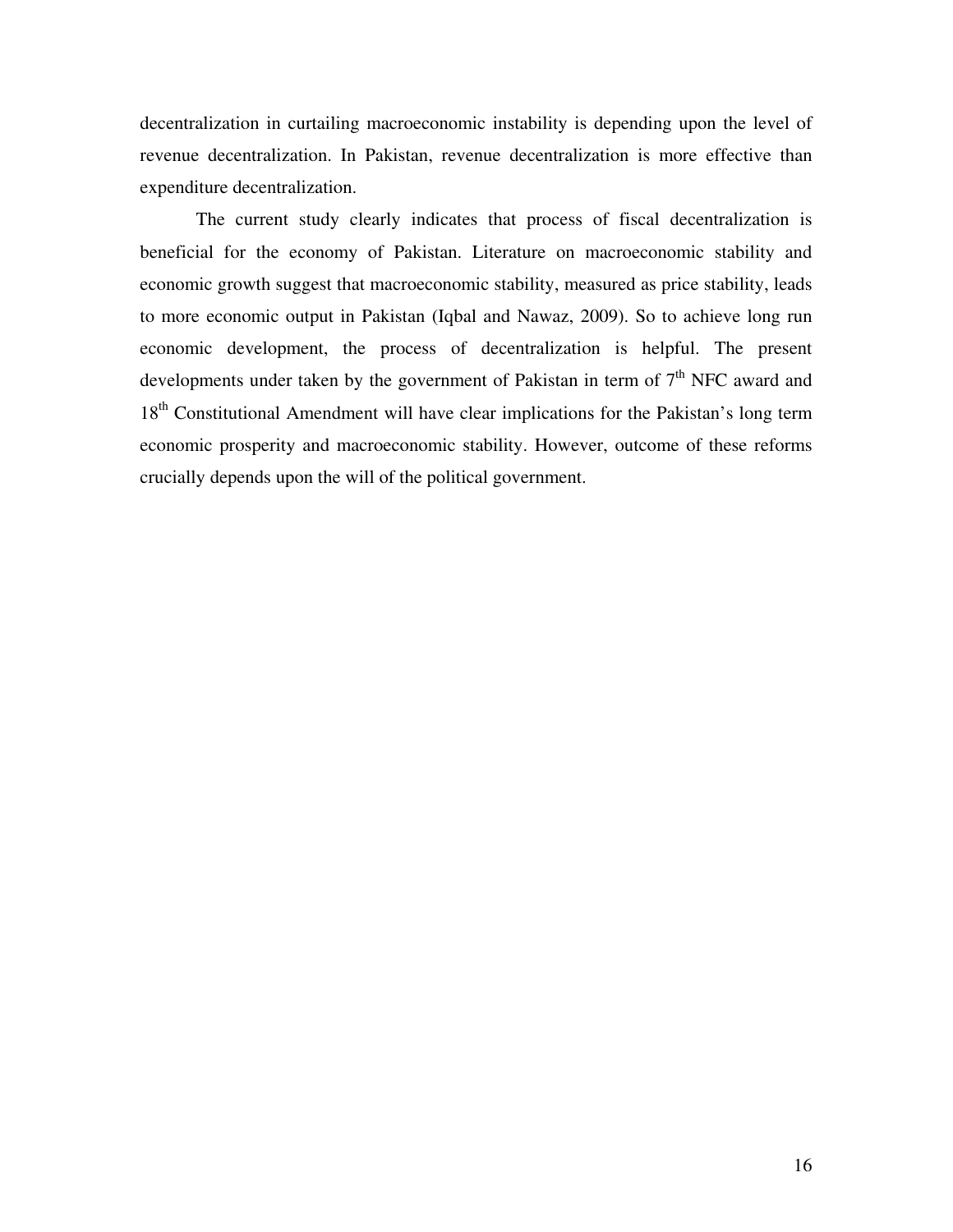decentralization in curtailing macroeconomic instability is depending upon the level of revenue decentralization. In Pakistan, revenue decentralization is more effective than expenditure decentralization.

The current study clearly indicates that process of fiscal decentralization is beneficial for the economy of Pakistan. Literature on macroeconomic stability and economic growth suggest that macroeconomic stability, measured as price stability, leads to more economic output in Pakistan (Iqbal and Nawaz, 2009). So to achieve long run economic development, the process of decentralization is helpful. The present developments under taken by the government of Pakistan in term of 7th NFC award and 18th Constitutional Amendment will have clear implications for the Pakistan's long term economic prosperity and macroeconomic stability. However, outcome of these reforms crucially depends upon the will of the political government.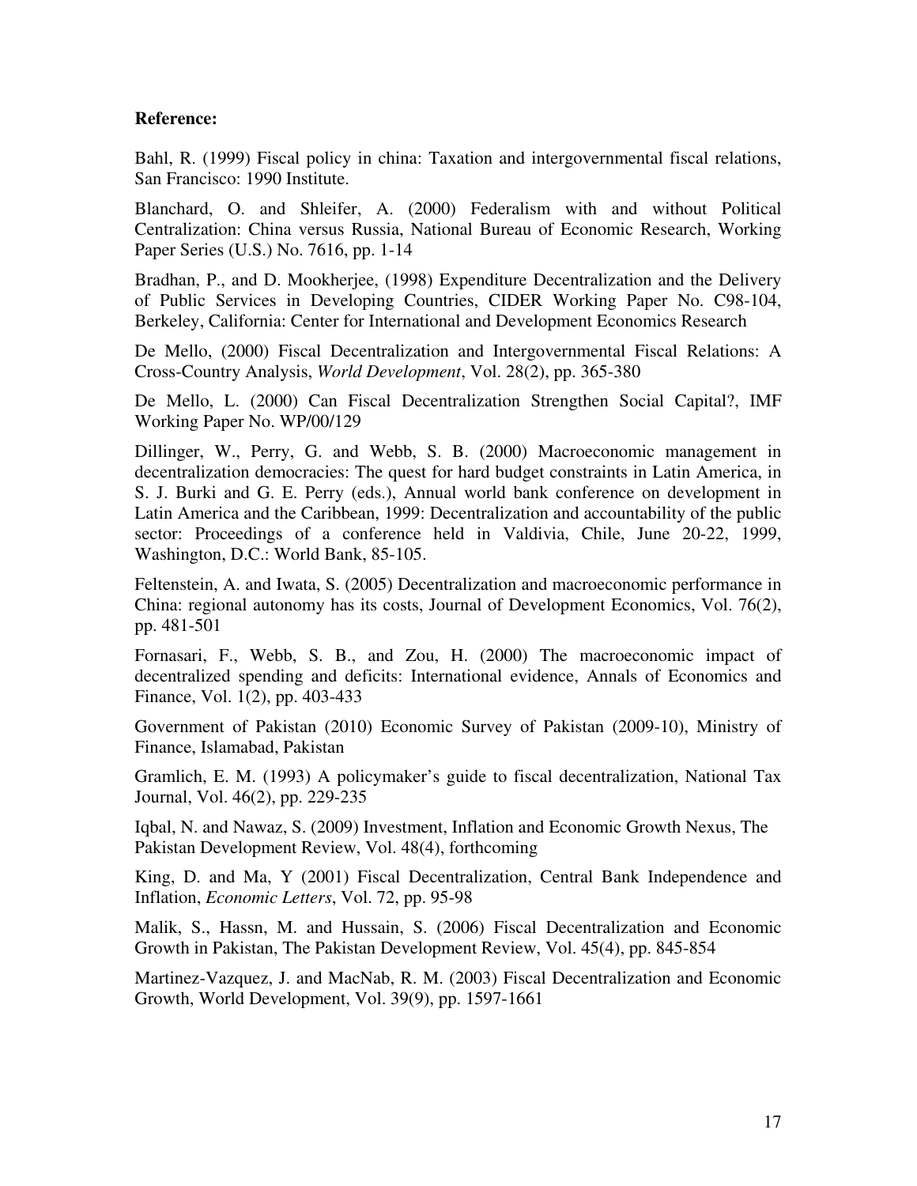**Reference:**

Bahl, R. (1999) Fiscal policy in china: Taxation and intergovernmental fiscal relations, San Francisco: 1990 Institute.

Blanchard, O. and Shleifer, A. (2000) Federalism with and without Political Centralization: China versus Russia, National Bureau of Economic Research, Working Paper Series (U.S.) No. 7616, pp. 1-14

Bradhan, P., and D. Mookherjee, (1998) Expenditure Decentralization and the Delivery of Public Services in Developing Countries, CIDER Working Paper No. C98-104, Berkeley, California: Center for International and Development Economics Research

De Mello, (2000) Fiscal Decentralization and Intergovernmental Fiscal Relations: A Cross-Country Analysis, *World Development*, Vol. 28(2), pp. 365-380

De Mello, L. (2000) Can Fiscal Decentralization Strengthen Social Capital?, IMF Working Paper No. WP/00/129

Dillinger, W., Perry, G. and Webb, S. B. (2000) Macroeconomic management in decentralization democracies: The quest for hard budget constraints in Latin America, in S. J. Burki and G. E. Perry (eds.), Annual world bank conference on development in Latin America and the Caribbean, 1999: Decentralization and accountability of the public sector: Proceedings of a conference held in Valdivia, Chile, June 20-22, 1999, Washington, D.C.: World Bank, 85-105.

Feltenstein, A. and Iwata, S. (2005) Decentralization and macroeconomic performance in China: regional autonomy has its costs, Journal of Development Economics, Vol. 76(2), pp. 481-501

Fornasari, F., Webb, S. B., and Zou, H. (2000) The macroeconomic impact of decentralized spending and deficits: International evidence, Annals of Economics and Finance, Vol. 1(2), pp. 403-433

Government of Pakistan (2010) Economic Survey of Pakistan (2009-10), Ministry of Finance, Islamabad, Pakistan

Gramlich, E. M. (1993) A policymaker's guide to fiscal decentralization, National Tax Journal, Vol. 46(2), pp. 229-235

Iqbal, N. and Nawaz, S. (2009) Investment, Inflation and Economic Growth Nexus, The Pakistan Development Review, Vol. 48(4), forthcoming

King, D. and Ma, Y (2001) Fiscal Decentralization, Central Bank Independence and Inflation, *Economic Letters*, Vol. 72, pp. 95-98

Malik, S., Hassn, M. and Hussain, S. (2006) Fiscal Decentralization and Economic Growth in Pakistan, The Pakistan Development Review, Vol. 45(4), pp. 845-854

Martinez-Vazquez, J. and MacNab, R. M. (2003) Fiscal Decentralization and Economic Growth, World Development, Vol. 39(9), pp. 1597-1661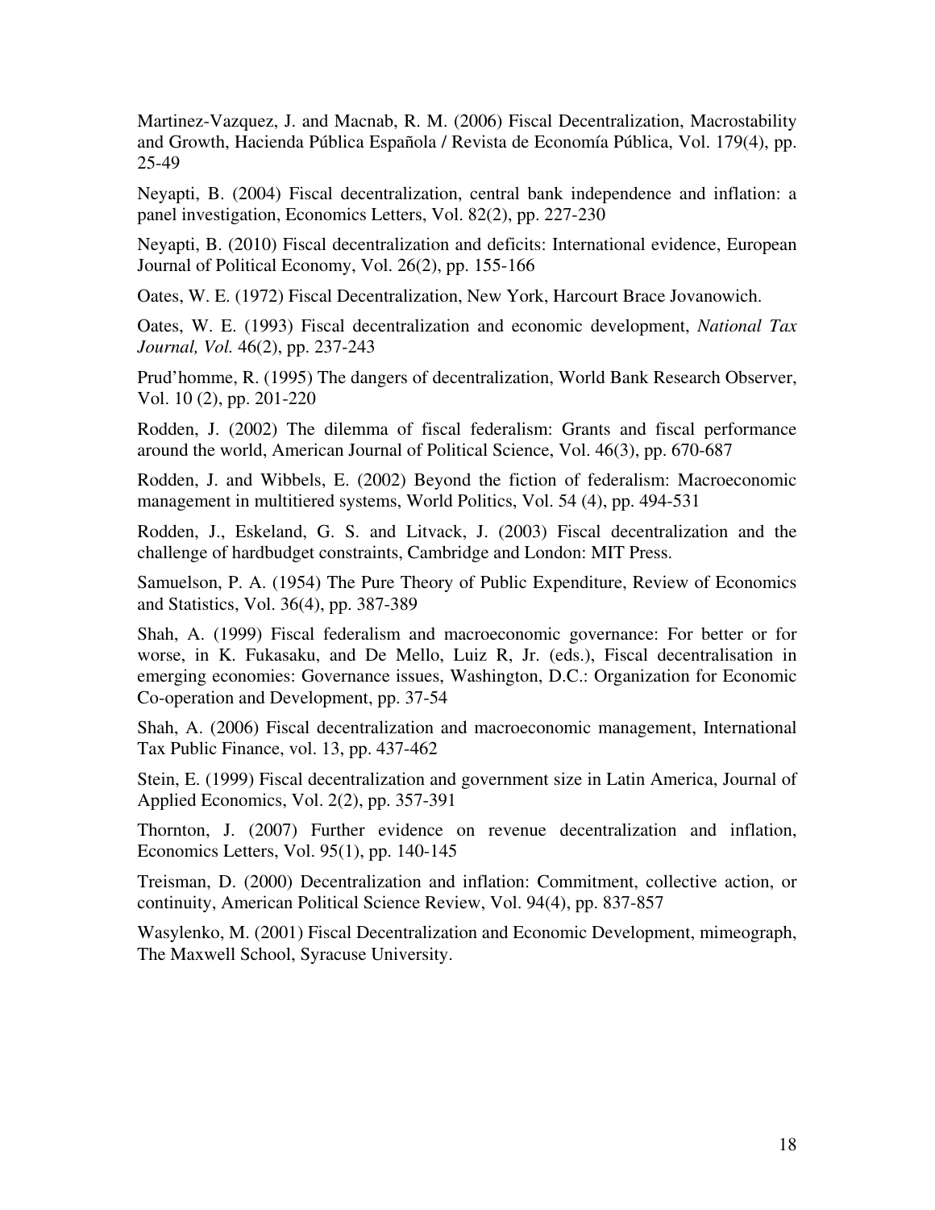Martinez-Vazquez, J. and Macnab, R. M. (2006) Fiscal Decentralization, Macrostability and Growth, Hacienda Pública Española / Revista de Economía Pública, Vol. 179(4), pp. 25-49

Neyapti, B. (2004) Fiscal decentralization, central bank independence and inflation: a panel investigation, Economics Letters, Vol. 82(2), pp. 227-230

Neyapti, B. (2010) Fiscal decentralization and deficits: International evidence, European Journal of Political Economy, Vol. 26(2), pp. 155-166

Oates, W. E. (1972) Fiscal Decentralization, New York, Harcourt Brace Jovanowich.

Oates, W. E. (1993) Fiscal decentralization and economic development, *National Tax Journal, Vol.* 46(2), pp. 237-243

Prud'homme, R. (1995) The dangers of decentralization, World Bank Research Observer, Vol. 10 (2), pp. 201-220

Rodden, J. (2002) The dilemma of fiscal federalism: Grants and fiscal performance around the world, American Journal of Political Science, Vol. 46(3), pp. 670-687

Rodden, J. and Wibbels, E. (2002) Beyond the fiction of federalism: Macroeconomic management in multitiered systems, World Politics, Vol. 54 (4), pp. 494-531

Rodden, J., Eskeland, G. S. and Litvack, J. (2003) Fiscal decentralization and the challenge of hardbudget constraints, Cambridge and London: MIT Press.

Samuelson, P. A. (1954) The Pure Theory of Public Expenditure, Review of Economics and Statistics, Vol. 36(4), pp. 387-389

Shah, A. (1999) Fiscal federalism and macroeconomic governance: For better or for worse, in K. Fukasaku, and De Mello, Luiz R, Jr. (eds.), Fiscal decentralisation in emerging economies: Governance issues, Washington, D.C.: Organization for Economic Co-operation and Development, pp. 37-54

Shah, A. (2006) Fiscal decentralization and macroeconomic management, International Tax Public Finance, vol. 13, pp. 437-462

Stein, E. (1999) Fiscal decentralization and government size in Latin America, Journal of Applied Economics, Vol. 2(2), pp. 357-391

Thornton, J. (2007) Further evidence on revenue decentralization and inflation, Economics Letters, Vol. 95(1), pp. 140-145

Treisman, D. (2000) Decentralization and inflation: Commitment, collective action, or continuity, American Political Science Review, Vol. 94(4), pp. 837-857

Wasylenko, M. (2001) Fiscal Decentralization and Economic Development, mimeograph, The Maxwell School, Syracuse University.